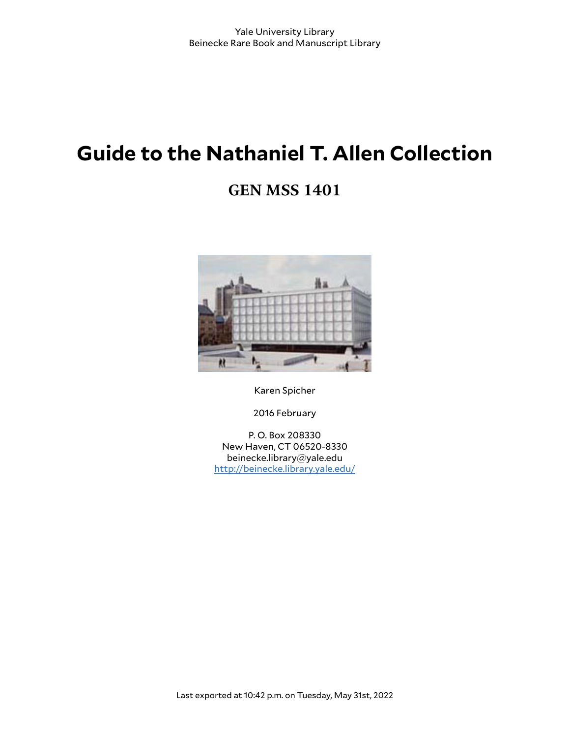Yale University Library
Beinecke Rare Book and Manuscript Library

# Guide to the Nathaniel T. Allen Collection

## GEN MSS 1401

Karen Spicher

2016 February

P. O. Box 208330
New Haven, CT 06520-8330
beinecke.library@yale.edu
http://beinecke.library.yale.edu/

Last exported at 10:42 p.m. on Tuesday, May 31st, 2022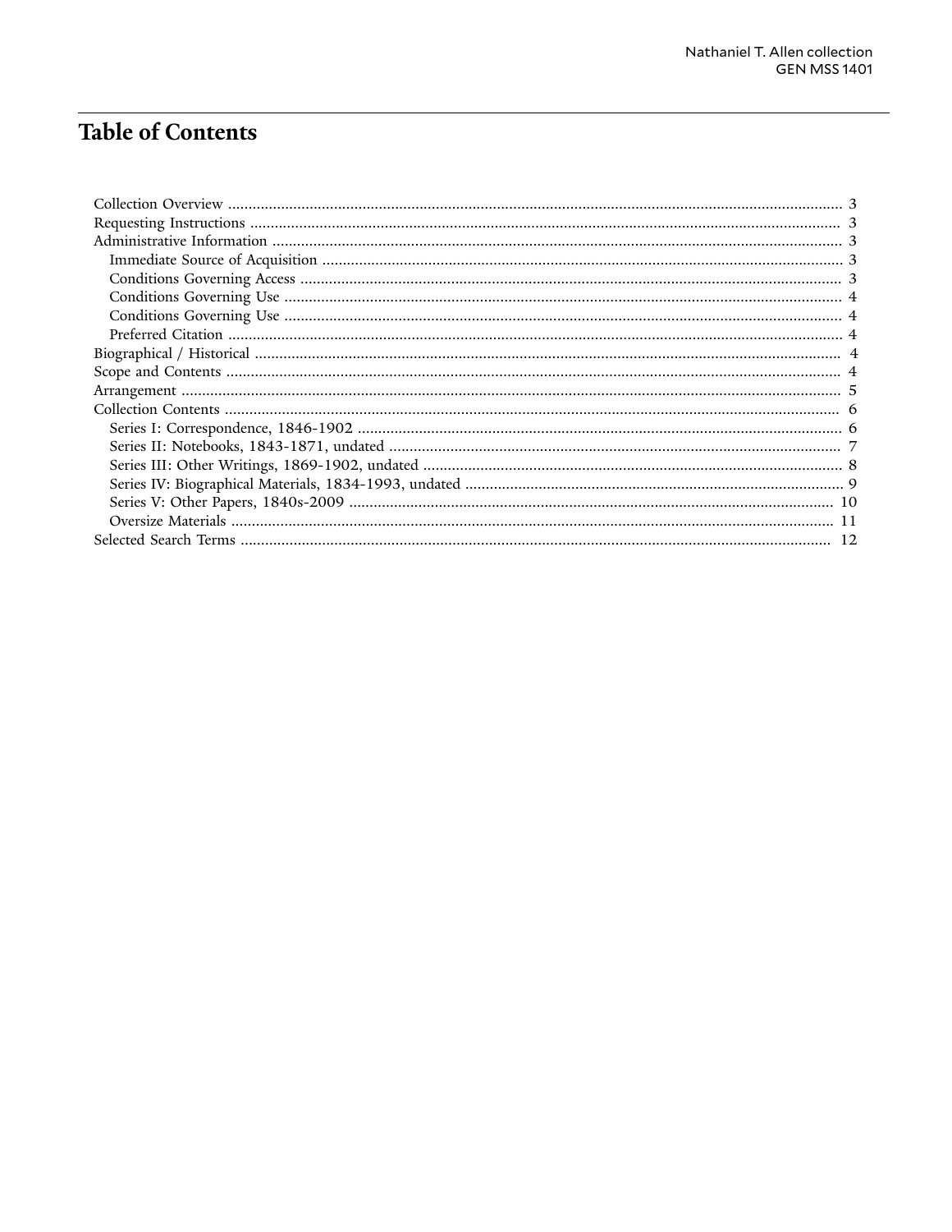# Table of Contents

- Collection Overview ........................................................ 3
- Requesting Instructions ........................................................ 3
- Administrative Information ........................................................ 3
  - Immediate Source of Acquisition ........................................................ 3
  - Conditions Governing Access ........................................................ 3
  - Conditions Governing Use ........................................................ 4
  - Conditions Governing Use ........................................................ 4
  - Preferred Citation ........................................................ 4
- Biographical / Historical ........................................................ 4
- Scope and Contents ........................................................ 4
- Arrangement ........................................................ 5
- Collection Contents ........................................................ 6
  - Series I: Correspondence, 1846-1902 ........................................................ 6
  - Series II: Notebooks, 1843-1871, undated ........................................................ 7
  - Series III: Other Writings, 1869-1902, undated ........................................................ 8
  - Series IV: Biographical Materials, 1834-1993, undated ........................................................ 9
  - Series V: Other Papers, 1840s-2009 ........................................................ 10
  - Oversize Materials ........................................................ 11
- Selected Search Terms ........................................................ 12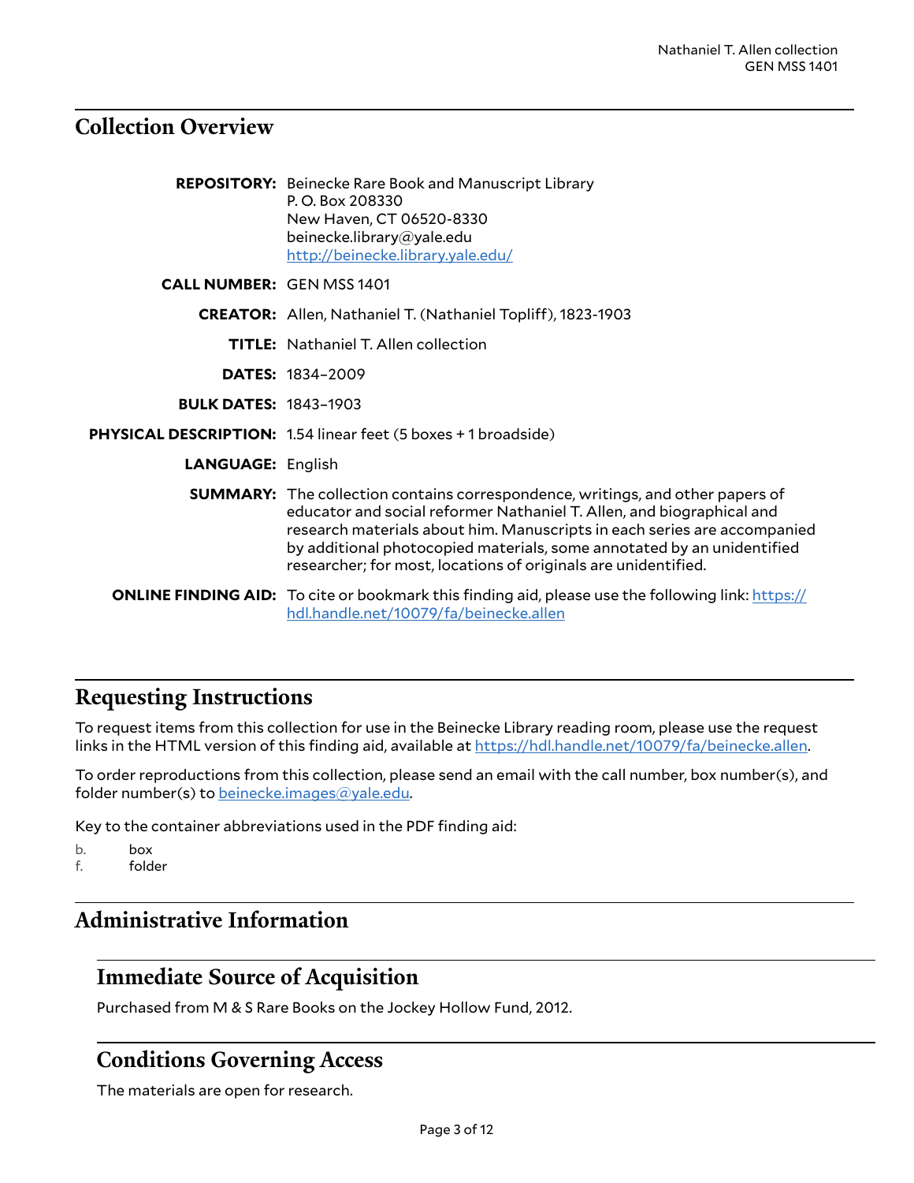## Collection Overview

**REPOSITORY:** Beinecke Rare Book and Manuscript Library
P. O. Box 208330
New Haven, CT 06520-8330
beinecke.library@yale.edu
http://beinecke.library.yale.edu/

**CALL NUMBER:** GEN MSS 1401

**CREATOR:** Allen, Nathaniel T. (Nathaniel Topliff), 1823-1903

**TITLE:** Nathaniel T. Allen collection

**DATES:** 1834–2009

**BULK DATES:** 1843–1903

**PHYSICAL DESCRIPTION:** 1.54 linear feet (5 boxes + 1 broadside)

**LANGUAGE:** English

**SUMMARY:** The collection contains correspondence, writings, and other papers of educator and social reformer Nathaniel T. Allen, and biographical and research materials about him. Manuscripts in each series are accompanied by additional photocopied materials, some annotated by an unidentified researcher; for most, locations of originals are unidentified.

**ONLINE FINDING AID:** To cite or bookmark this finding aid, please use the following link: https://hdl.handle.net/10079/fa/beinecke.allen

## Requesting Instructions

To request items from this collection for use in the Beinecke Library reading room, please use the request links in the HTML version of this finding aid, available at https://hdl.handle.net/10079/fa/beinecke.allen.

To order reproductions from this collection, please send an email with the call number, box number(s), and folder number(s) to beinecke.images@yale.edu.

Key to the container abbreviations used in the PDF finding aid:

b. box
f. folder

## Administrative Information

### Immediate Source of Acquisition

Purchased from M & S Rare Books on the Jockey Hollow Fund, 2012.

### Conditions Governing Access

The materials are open for research.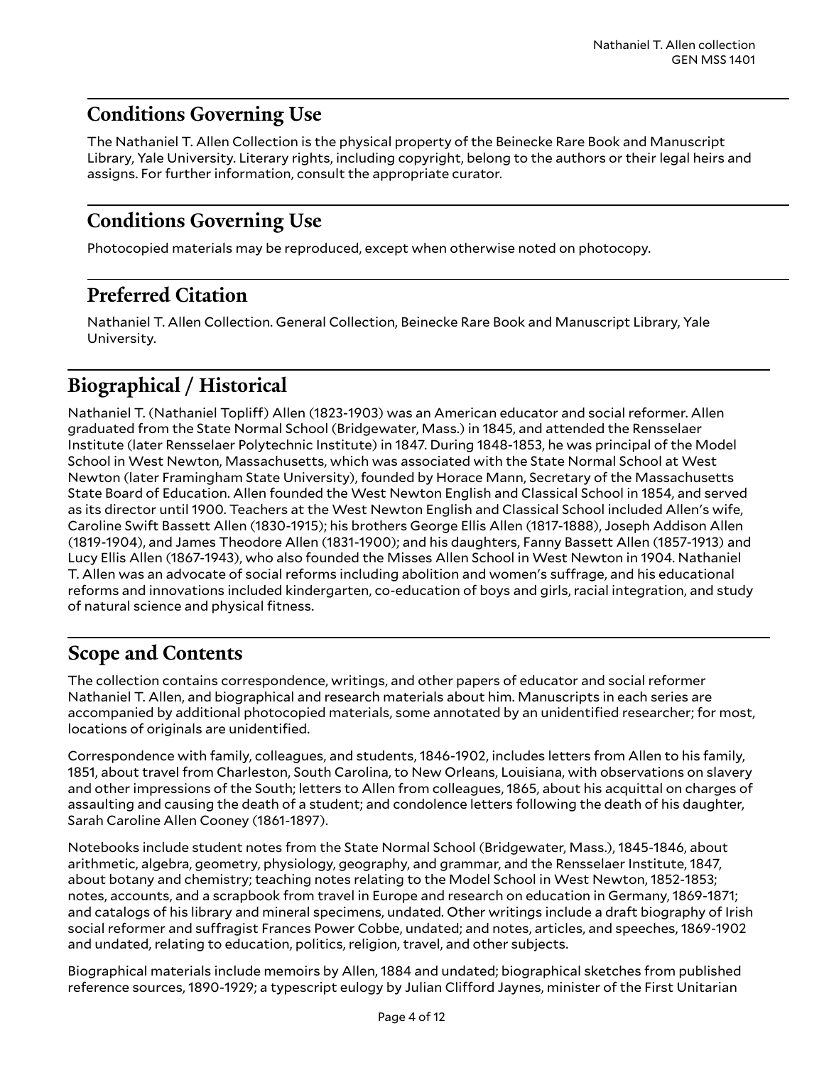## Conditions Governing Use

The Nathaniel T. Allen Collection is the physical property of the Beinecke Rare Book and Manuscript Library, Yale University. Literary rights, including copyright, belong to the authors or their legal heirs and assigns. For further information, consult the appropriate curator.

## Conditions Governing Use

Photocopied materials may be reproduced, except when otherwise noted on photocopy.

## Preferred Citation

Nathaniel T. Allen Collection. General Collection, Beinecke Rare Book and Manuscript Library, Yale University.

# Biographical / Historical

Nathaniel T. (Nathaniel Topliff) Allen (1823-1903) was an American educator and social reformer. Allen graduated from the State Normal School (Bridgewater, Mass.) in 1845, and attended the Rensselaer Institute (later Rensselaer Polytechnic Institute) in 1847. During 1848-1853, he was principal of the Model School in West Newton, Massachusetts, which was associated with the State Normal School at West Newton (later Framingham State University), founded by Horace Mann, Secretary of the Massachusetts State Board of Education. Allen founded the West Newton English and Classical School in 1854, and served as its director until 1900. Teachers at the West Newton English and Classical School included Allen's wife, Caroline Swift Bassett Allen (1830-1915); his brothers George Ellis Allen (1817-1888), Joseph Addison Allen (1819-1904), and James Theodore Allen (1831-1900); and his daughters, Fanny Bassett Allen (1857-1913) and Lucy Ellis Allen (1867-1943), who also founded the Misses Allen School in West Newton in 1904. Nathaniel T. Allen was an advocate of social reforms including abolition and women's suffrage, and his educational reforms and innovations included kindergarten, co-education of boys and girls, racial integration, and study of natural science and physical fitness.

# Scope and Contents

The collection contains correspondence, writings, and other papers of educator and social reformer Nathaniel T. Allen, and biographical and research materials about him. Manuscripts in each series are accompanied by additional photocopied materials, some annotated by an unidentified researcher; for most, locations of originals are unidentified.

Correspondence with family, colleagues, and students, 1846-1902, includes letters from Allen to his family, 1851, about travel from Charleston, South Carolina, to New Orleans, Louisiana, with observations on slavery and other impressions of the South; letters to Allen from colleagues, 1865, about his acquittal on charges of assaulting and causing the death of a student; and condolence letters following the death of his daughter, Sarah Caroline Allen Cooney (1861-1897).

Notebooks include student notes from the State Normal School (Bridgewater, Mass.), 1845-1846, about arithmetic, algebra, geometry, physiology, geography, and grammar, and the Rensselaer Institute, 1847, about botany and chemistry; teaching notes relating to the Model School in West Newton, 1852-1853; notes, accounts, and a scrapbook from travel in Europe and research on education in Germany, 1869-1871; and catalogs of his library and mineral specimens, undated. Other writings include a draft biography of Irish social reformer and suffragist Frances Power Cobbe, undated; and notes, articles, and speeches, 1869-1902 and undated, relating to education, politics, religion, travel, and other subjects.

Biographical materials include memoirs by Allen, 1884 and undated; biographical sketches from published reference sources, 1890-1929; a typescript eulogy by Julian Clifford Jaynes, minister of the First Unitarian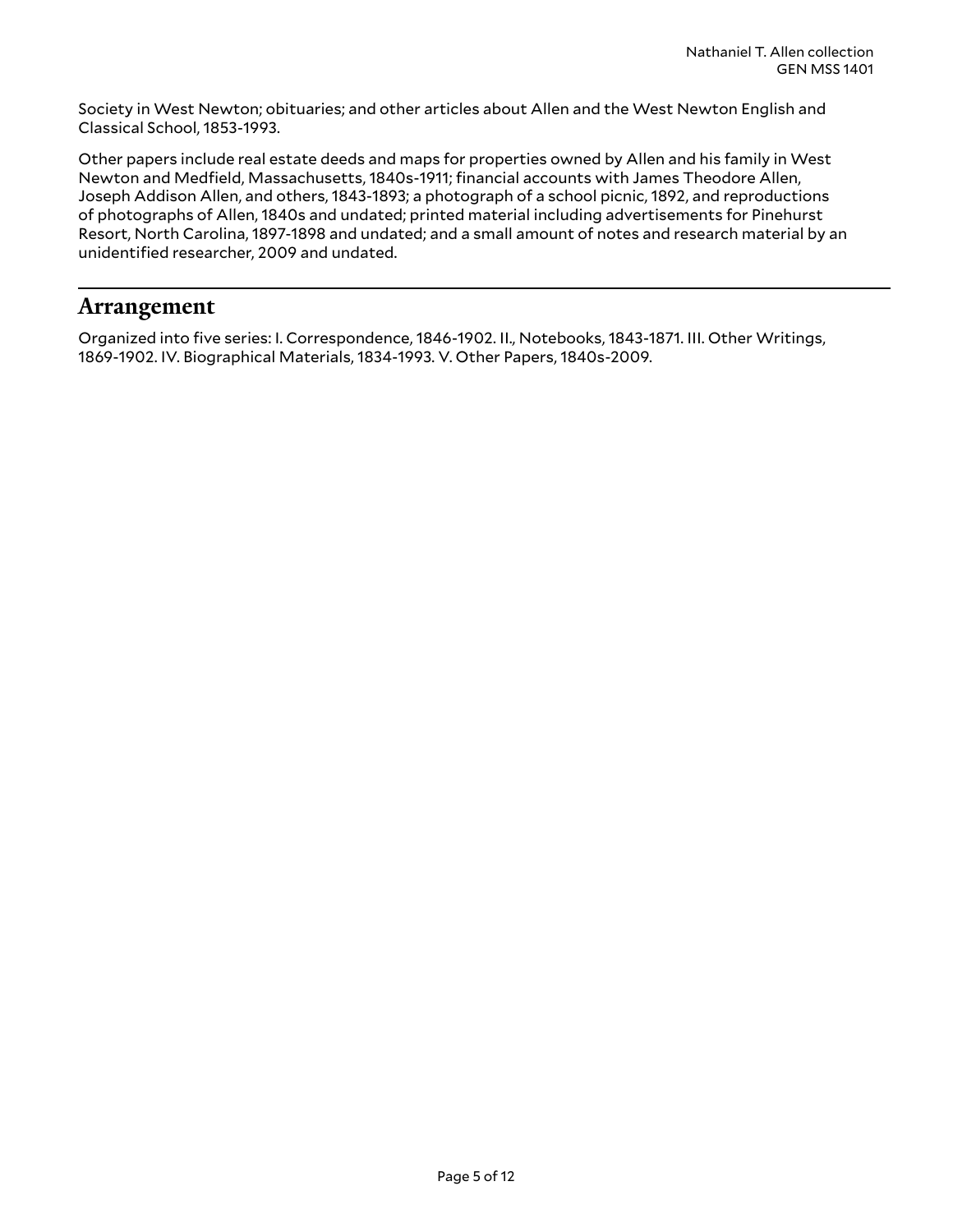Society in West Newton; obituaries; and other articles about Allen and the West Newton English and Classical School, 1853-1993.

Other papers include real estate deeds and maps for properties owned by Allen and his family in West Newton and Medfield, Massachusetts, 1840s-1911; financial accounts with James Theodore Allen, Joseph Addison Allen, and others, 1843-1893; a photograph of a school picnic, 1892, and reproductions of photographs of Allen, 1840s and undated; printed material including advertisements for Pinehurst Resort, North Carolina, 1897-1898 and undated; and a small amount of notes and research material by an unidentified researcher, 2009 and undated.

## Arrangement

Organized into five series: I. Correspondence, 1846-1902. II., Notebooks, 1843-1871. III. Other Writings, 1869-1902. IV. Biographical Materials, 1834-1993. V. Other Papers, 1840s-2009.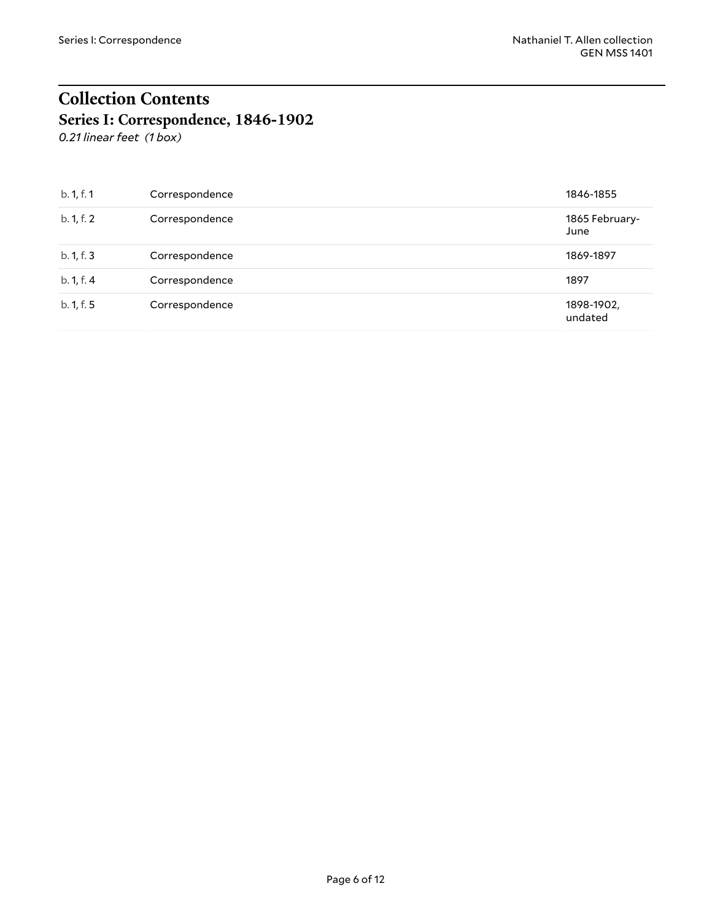# Collection Contents

## Series I: Correspondence, 1846-1902

*0.21 linear feet (1 box)*

| | | |
|---|---|---|
| b. 1, f. 1 | Correspondence | 1846-1855 |
| b. 1, f. 2 | Correspondence | 1865 February-June |
| b. 1, f. 3 | Correspondence | 1869-1897 |
| b. 1, f. 4 | Correspondence | 1897 |
| b. 1, f. 5 | Correspondence | 1898-1902, undated |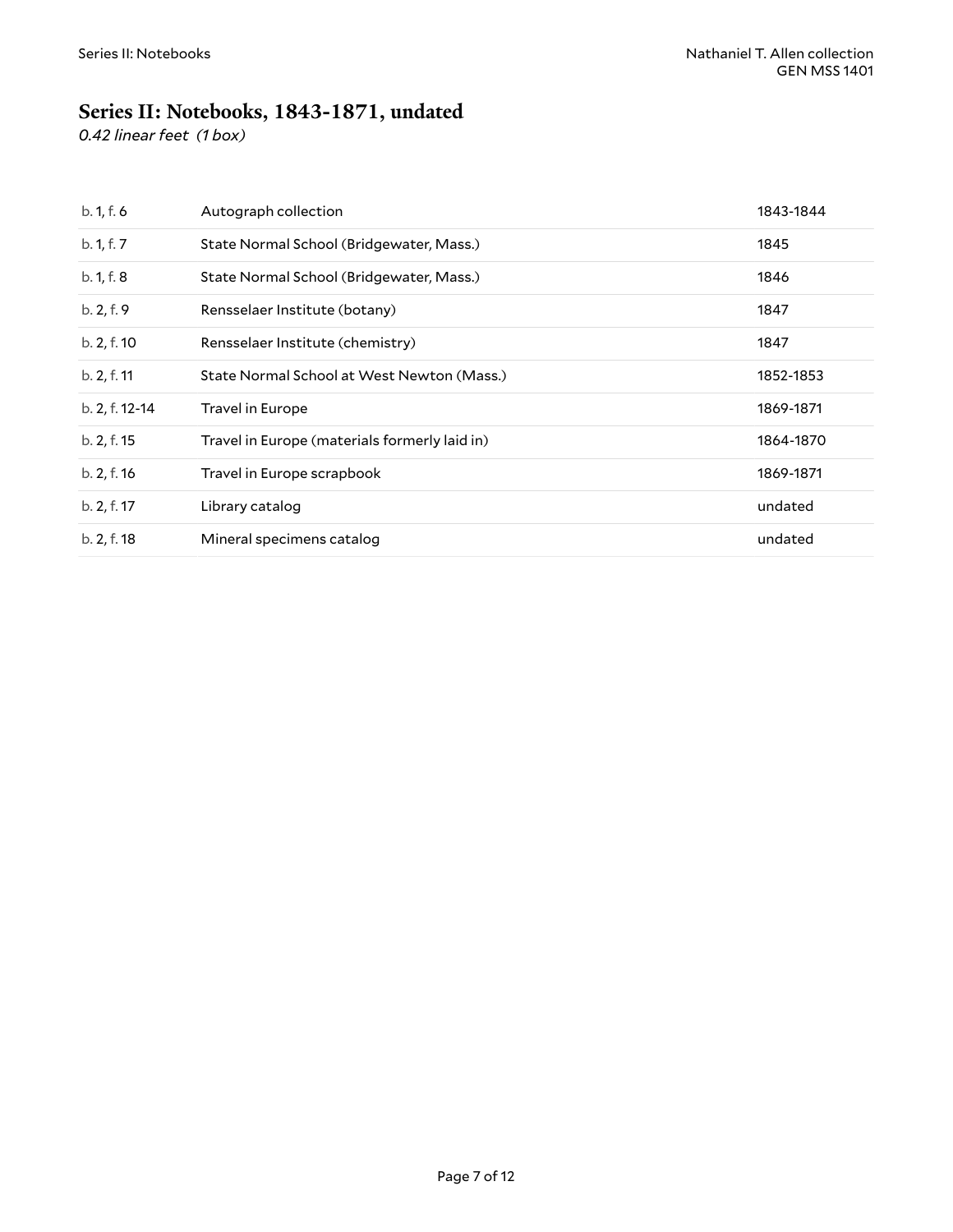## Series II: Notebooks, 1843-1871, undated

*0.42 linear feet (1 box)*

| | | |
|---|---|---|
| b. 1, f. 6 | Autograph collection | 1843-1844 |
| b. 1, f. 7 | State Normal School (Bridgewater, Mass.) | 1845 |
| b. 1, f. 8 | State Normal School (Bridgewater, Mass.) | 1846 |
| b. 2, f. 9 | Rensselaer Institute (botany) | 1847 |
| b. 2, f. 10 | Rensselaer Institute (chemistry) | 1847 |
| b. 2, f. 11 | State Normal School at West Newton (Mass.) | 1852-1853 |
| b. 2, f. 12-14 | Travel in Europe | 1869-1871 |
| b. 2, f. 15 | Travel in Europe (materials formerly laid in) | 1864-1870 |
| b. 2, f. 16 | Travel in Europe scrapbook | 1869-1871 |
| b. 2, f. 17 | Library catalog | undated |
| b. 2, f. 18 | Mineral specimens catalog | undated |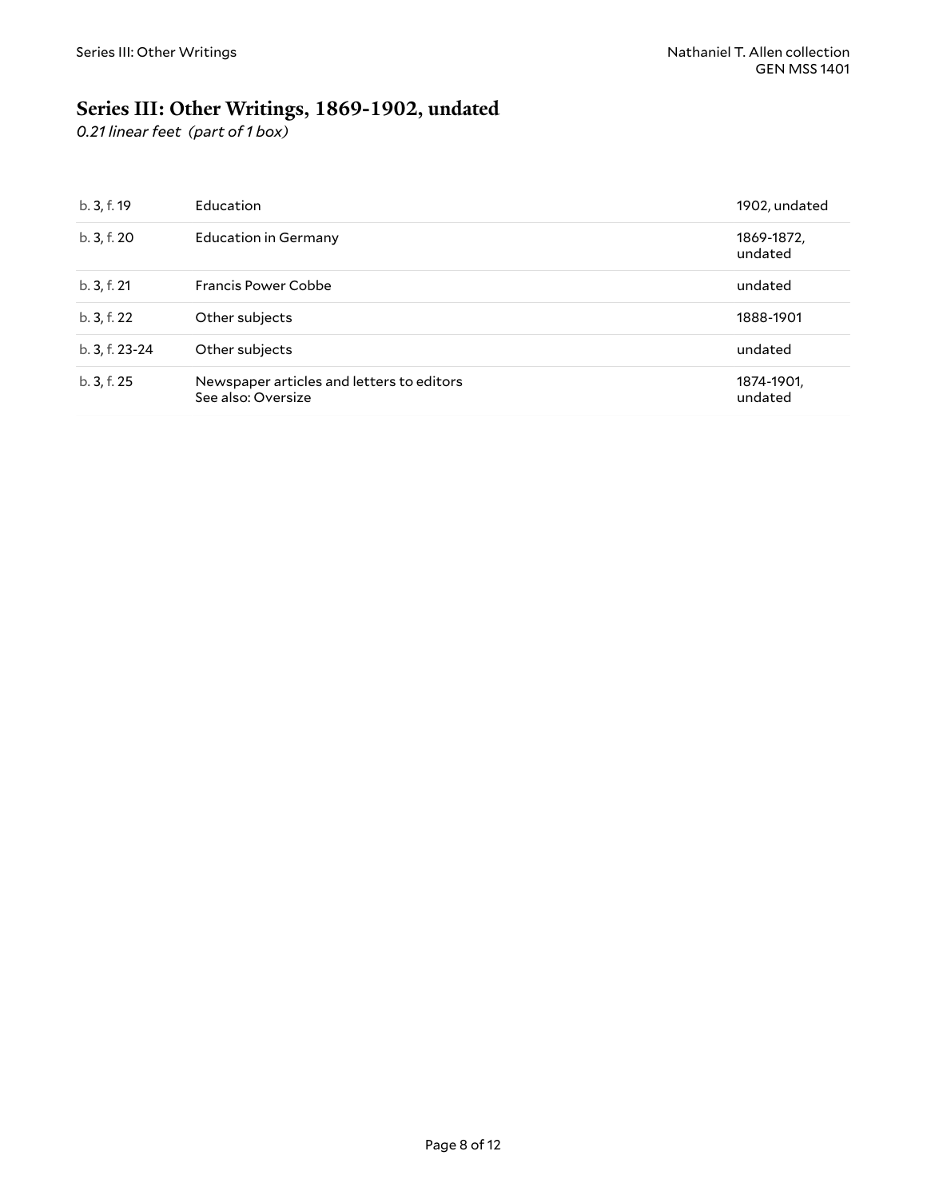## Series III: Other Writings, 1869-1902, undated

*0.21 linear feet (part of 1 box)*

| | | |
|---|---|---|
| b. 3, f. 19 | Education | 1902, undated |
| b. 3, f. 20 | Education in Germany | 1869-1872, undated |
| b. 3, f. 21 | Francis Power Cobbe | undated |
| b. 3, f. 22 | Other subjects | 1888-1901 |
| b. 3, f. 23-24 | Other subjects | undated |
| b. 3, f. 25 | Newspaper articles and letters to editors<br>See also: Oversize | 1874-1901, undated |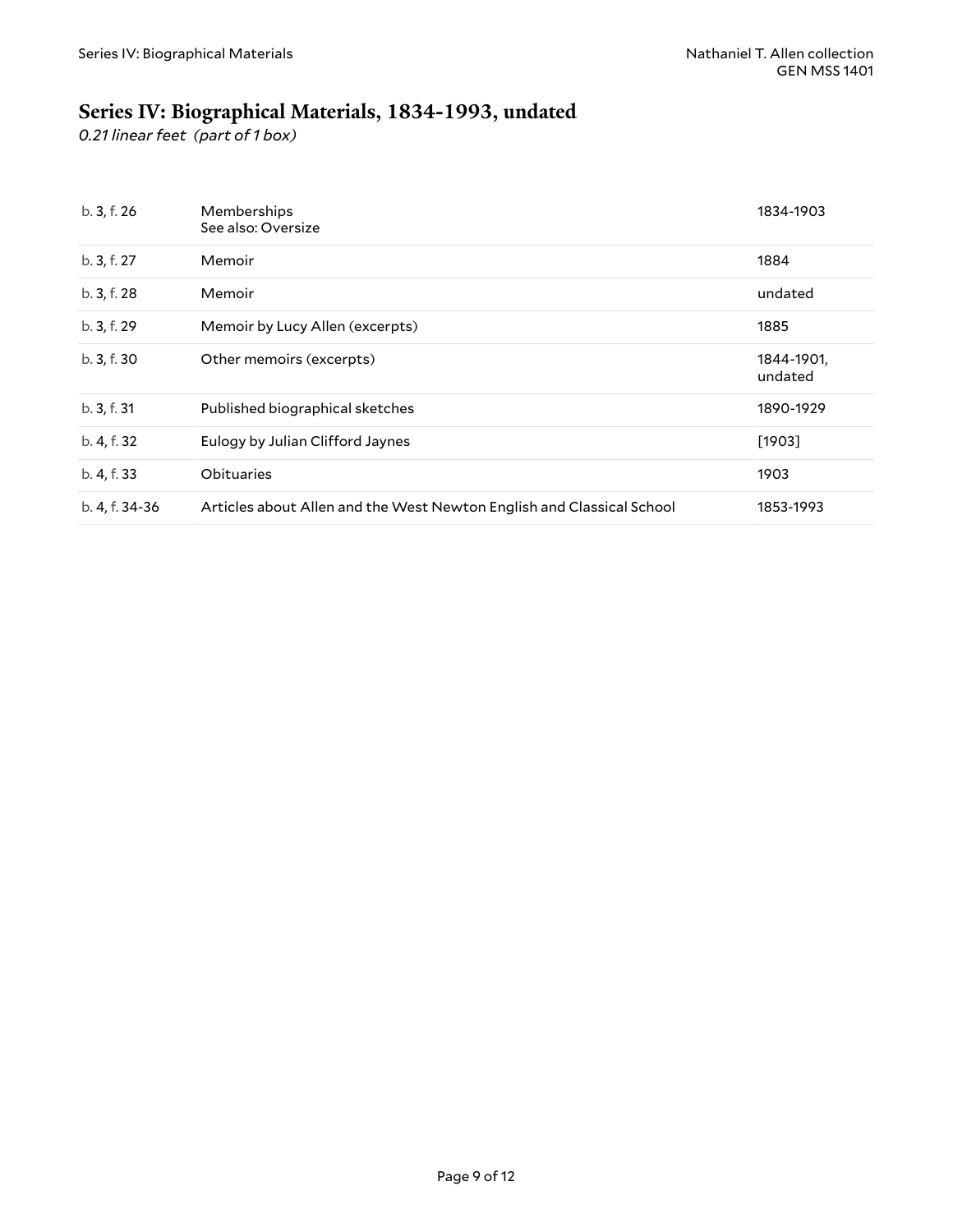## Series IV: Biographical Materials, 1834-1993, undated

*0.21 linear feet (part of 1 box)*

| | | |
|---|---|---|
| b. 3, f. 26 | Memberships<br>See also: Oversize | 1834-1903 |
| b. 3, f. 27 | Memoir | 1884 |
| b. 3, f. 28 | Memoir | undated |
| b. 3, f. 29 | Memoir by Lucy Allen (excerpts) | 1885 |
| b. 3, f. 30 | Other memoirs (excerpts) | 1844-1901, undated |
| b. 3, f. 31 | Published biographical sketches | 1890-1929 |
| b. 4, f. 32 | Eulogy by Julian Clifford Jaynes | [1903] |
| b. 4, f. 33 | Obituaries | 1903 |
| b. 4, f. 34-36 | Articles about Allen and the West Newton English and Classical School | 1853-1993 |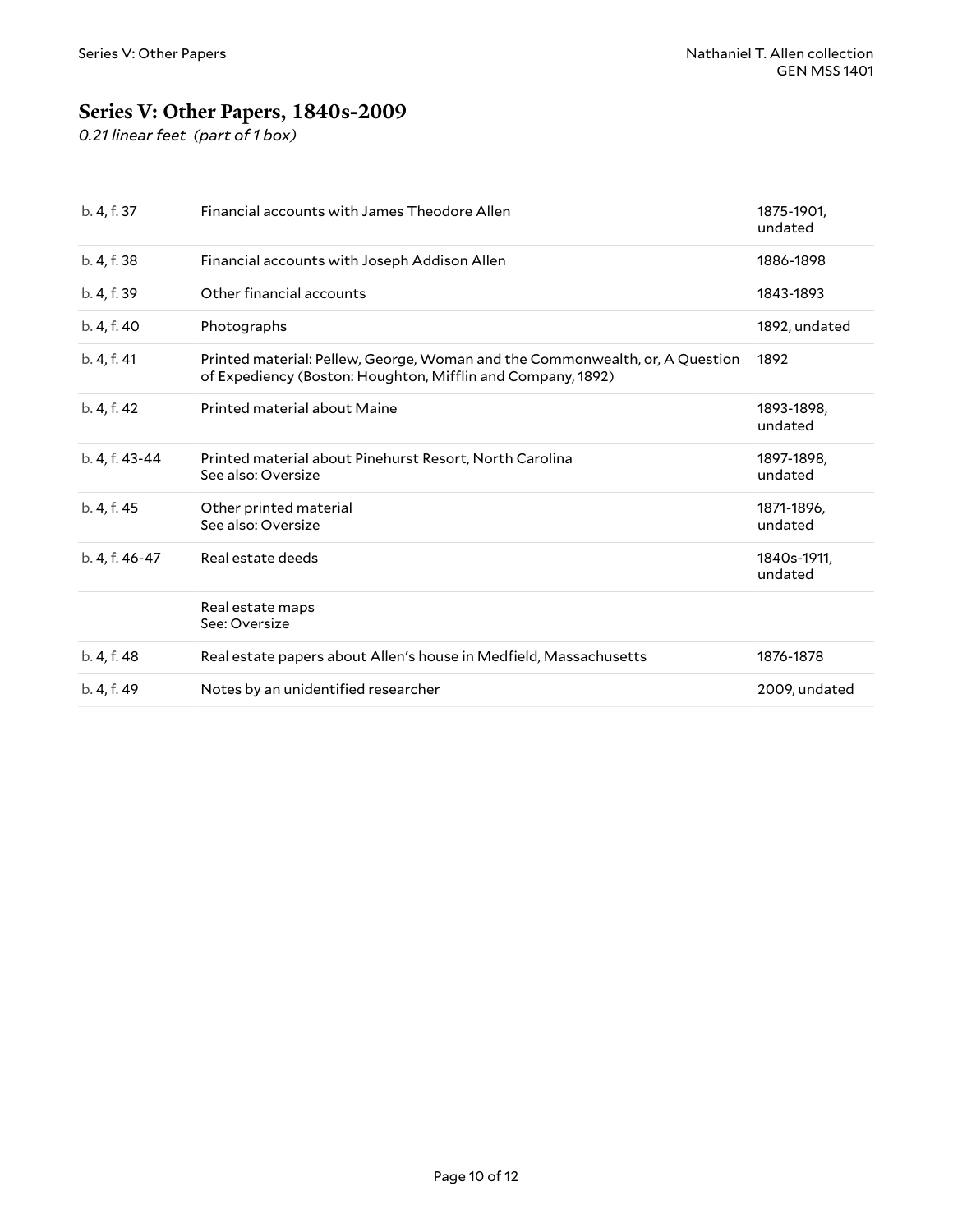## Series V: Other Papers, 1840s-2009

*0.21 linear feet (part of 1 box)*

| | | |
|---|---|---|
| b. 4, f. 37 | Financial accounts with James Theodore Allen | 1875-1901, undated |
| b. 4, f. 38 | Financial accounts with Joseph Addison Allen | 1886-1898 |
| b. 4, f. 39 | Other financial accounts | 1843-1893 |
| b. 4, f. 40 | Photographs | 1892, undated |
| b. 4, f. 41 | Printed material: Pellew, George, Woman and the Commonwealth, or, A Question of Expediency (Boston: Houghton, Mifflin and Company, 1892) | 1892 |
| b. 4, f. 42 | Printed material about Maine | 1893-1898, undated |
| b. 4, f. 43-44 | Printed material about Pinehurst Resort, North Carolina<br>See also: Oversize | 1897-1898, undated |
| b. 4, f. 45 | Other printed material<br>See also: Oversize | 1871-1896, undated |
| b. 4, f. 46-47 | Real estate deeds | 1840s-1911, undated |
| | Real estate maps<br>See: Oversize | |
| b. 4, f. 48 | Real estate papers about Allen's house in Medfield, Massachusetts | 1876-1878 |
| b. 4, f. 49 | Notes by an unidentified researcher | 2009, undated |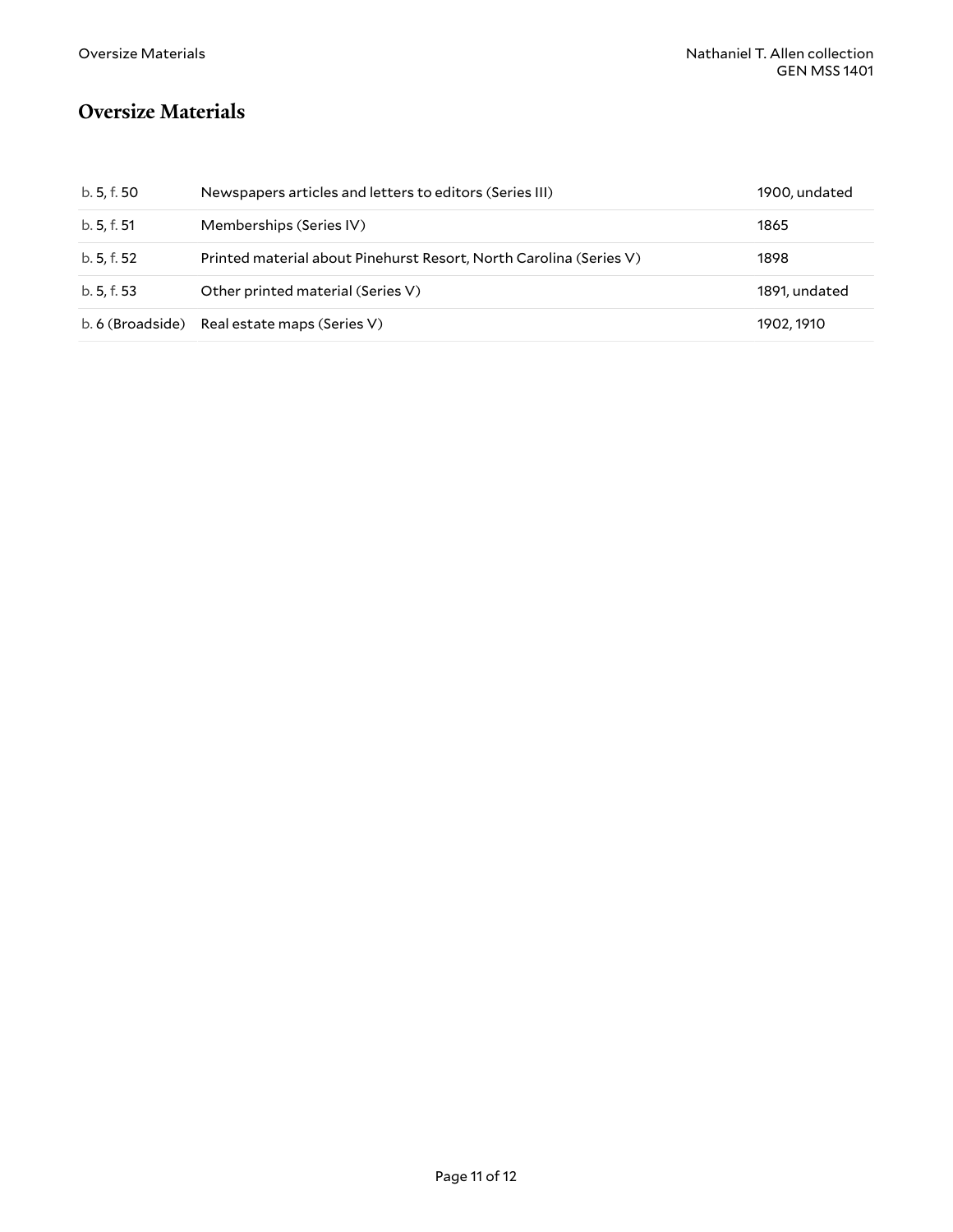## Oversize Materials

| | | |
|---|---|---|
| b. 5, f. 50 | Newspapers articles and letters to editors (Series III) | 1900, undated |
| b. 5, f. 51 | Memberships (Series IV) | 1865 |
| b. 5, f. 52 | Printed material about Pinehurst Resort, North Carolina (Series V) | 1898 |
| b. 5, f. 53 | Other printed material (Series V) | 1891, undated |
| b. 6 (Broadside) | Real estate maps (Series V) | 1902, 1910 |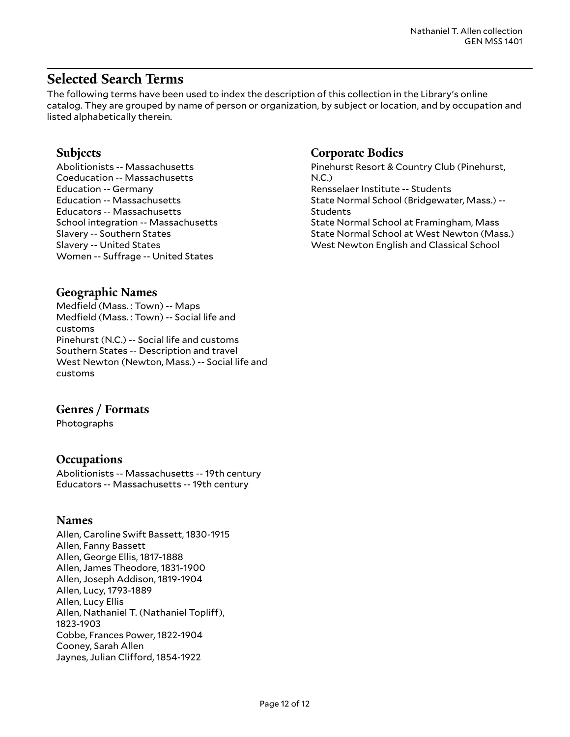## Selected Search Terms

The following terms have been used to index the description of this collection in the Library's online catalog. They are grouped by name of person or organization, by subject or location, and by occupation and listed alphabetically therein.

### Subjects

Abolitionists -- Massachusetts
Coeducation -- Massachusetts
Education -- Germany
Education -- Massachusetts
Educators -- Massachusetts
School integration -- Massachusetts
Slavery -- Southern States
Slavery -- United States
Women -- Suffrage -- United States

### Geographic Names

Medfield (Mass. : Town) -- Maps
Medfield (Mass. : Town) -- Social life and customs
Pinehurst (N.C.) -- Social life and customs
Southern States -- Description and travel
West Newton (Newton, Mass.) -- Social life and customs

### Genres / Formats

Photographs

### Occupations

Abolitionists -- Massachusetts -- 19th century
Educators -- Massachusetts -- 19th century

### Names

Allen, Caroline Swift Bassett, 1830-1915
Allen, Fanny Bassett
Allen, George Ellis, 1817-1888
Allen, James Theodore, 1831-1900
Allen, Joseph Addison, 1819-1904
Allen, Lucy, 1793-1889
Allen, Lucy Ellis
Allen, Nathaniel T. (Nathaniel Topliff), 1823-1903
Cobbe, Frances Power, 1822-1904
Cooney, Sarah Allen
Jaynes, Julian Clifford, 1854-1922

### Corporate Bodies

Pinehurst Resort & Country Club (Pinehurst, N.C.)
Rensselaer Institute -- Students
State Normal School (Bridgewater, Mass.) -- Students
State Normal School at Framingham, Mass
State Normal School at West Newton (Mass.)
West Newton English and Classical School